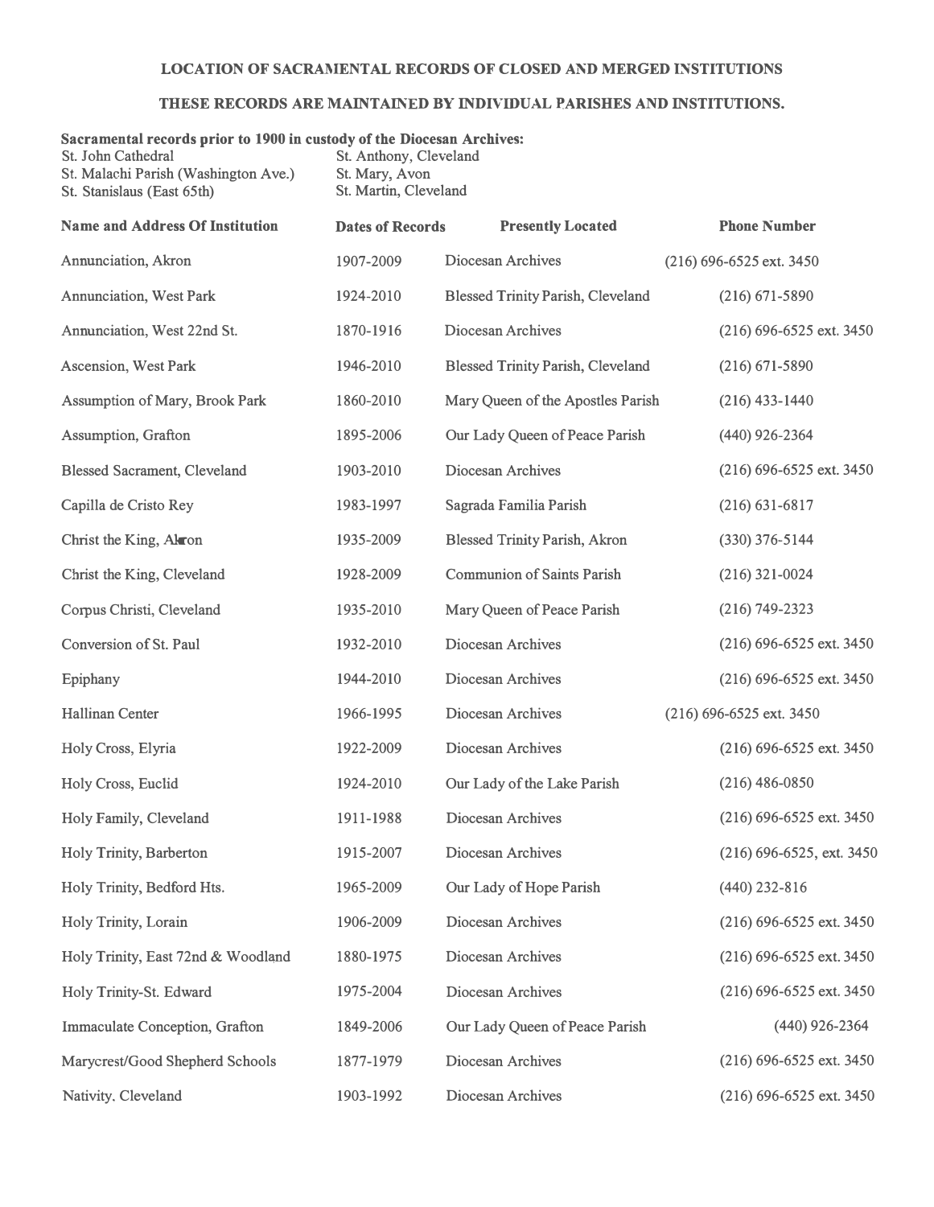**LOCATION OF SACRAMENTAL RECORDS OF CLOSED AND MERGED INSTITUTIONS**

**THESE RECORDS ARE MAINTAINED BY INDIVIDUAL PARISHES AND INSTITUTIONS.**

**Sacramental records prior to 1900 in custody of the Diocesan Archives:**

St. John Cathedral
St. Malachi Parish (Washington Ave.)
St. Stanislaus (East 65th)
St. Anthony, Cleveland
St. Mary, Avon
St. Martin, Cleveland

| Name and Address Of Institution | Dates of Records | Presently Located | Phone Number |
|---|---|---|---|
| Annunciation, Akron | 1907-2009 | Diocesan Archives | (216) 696-6525 ext. 3450 |
| Annunciation, West Park | 1924-2010 | Blessed Trinity Parish, Cleveland | (216) 671-5890 |
| Annunciation, West 22nd St. | 1870-1916 | Diocesan Archives | (216) 696-6525 ext. 3450 |
| Ascension, West Park | 1946-2010 | Blessed Trinity Parish, Cleveland | (216) 671-5890 |
| Assumption of Mary, Brook Park | 1860-2010 | Mary Queen of the Apostles Parish | (216) 433-1440 |
| Assumption, Grafton | 1895-2006 | Our Lady Queen of Peace Parish | (440) 926-2364 |
| Blessed Sacrament, Cleveland | 1903-2010 | Diocesan Archives | (216) 696-6525 ext. 3450 |
| Capilla de Cristo Rey | 1983-1997 | Sagrada Familia Parish | (216) 631-6817 |
| Christ the King, Akron | 1935-2009 | Blessed Trinity Parish, Akron | (330) 376-5144 |
| Christ the King, Cleveland | 1928-2009 | Communion of Saints Parish | (216) 321-0024 |
| Corpus Christi, Cleveland | 1935-2010 | Mary Queen of Peace Parish | (216) 749-2323 |
| Conversion of St. Paul | 1932-2010 | Diocesan Archives | (216) 696-6525 ext. 3450 |
| Epiphany | 1944-2010 | Diocesan Archives | (216) 696-6525 ext. 3450 |
| Hallinan Center | 1966-1995 | Diocesan Archives | (216) 696-6525 ext. 3450 |
| Holy Cross, Elyria | 1922-2009 | Diocesan Archives | (216) 696-6525 ext. 3450 |
| Holy Cross, Euclid | 1924-2010 | Our Lady of the Lake Parish | (216) 486-0850 |
| Holy Family, Cleveland | 1911-1988 | Diocesan Archives | (216) 696-6525 ext. 3450 |
| Holy Trinity, Barberton | 1915-2007 | Diocesan Archives | (216) 696-6525, ext. 3450 |
| Holy Trinity, Bedford Hts. | 1965-2009 | Our Lady of Hope Parish | (440) 232-816 |
| Holy Trinity, Lorain | 1906-2009 | Diocesan Archives | (216) 696-6525 ext. 3450 |
| Holy Trinity, East 72nd & Woodland | 1880-1975 | Diocesan Archives | (216) 696-6525 ext. 3450 |
| Holy Trinity-St. Edward | 1975-2004 | Diocesan Archives | (216) 696-6525 ext. 3450 |
| Immaculate Conception, Grafton | 1849-2006 | Our Lady Queen of Peace Parish | (440) 926-2364 |
| Marycrest/Good Shepherd Schools | 1877-1979 | Diocesan Archives | (216) 696-6525 ext. 3450 |
| Nativity, Cleveland | 1903-1992 | Diocesan Archives | (216) 696-6525 ext. 3450 |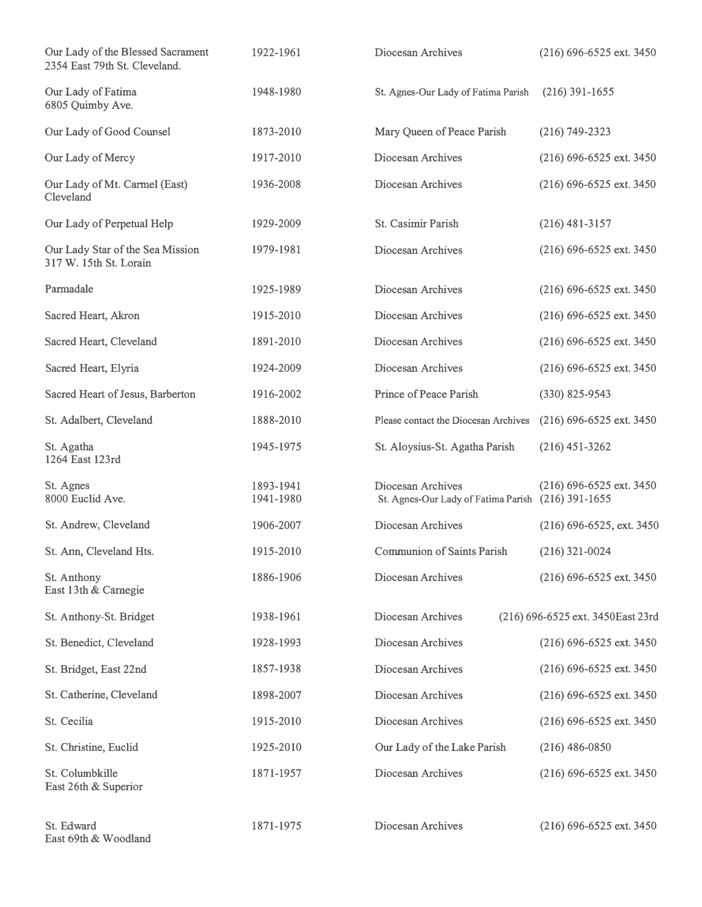| | | | |
|---|---|---|---|
| Our Lady of the Blessed Sacrament<br>2354 East 79th St. Cleveland. | 1922-1961 | Diocesan Archives | (216) 696-6525 ext. 3450 |
| Our Lady of Fatima<br>6805 Quimby Ave. | 1948-1980 | St. Agnes-Our Lady of Fatima Parish | (216) 391-1655 |
| Our Lady of Good Counsel | 1873-2010 | Mary Queen of Peace Parish | (216) 749-2323 |
| Our Lady of Mercy | 1917-2010 | Diocesan Archives | (216) 696-6525 ext. 3450 |
| Our Lady of Mt. Carmel (East)<br>Cleveland | 1936-2008 | Diocesan Archives | (216) 696-6525 ext. 3450 |
| Our Lady of Perpetual Help | 1929-2009 | St. Casimir Parish | (216) 481-3157 |
| Our Lady Star of the Sea Mission<br>317 W. 15th St. Lorain | 1979-1981 | Diocesan Archives | (216) 696-6525 ext. 3450 |
| Parmadale | 1925-1989 | Diocesan Archives | (216) 696-6525 ext. 3450 |
| Sacred Heart, Akron | 1915-2010 | Diocesan Archives | (216) 696-6525 ext. 3450 |
| Sacred Heart, Cleveland | 1891-2010 | Diocesan Archives | (216) 696-6525 ext. 3450 |
| Sacred Heart, Elyria | 1924-2009 | Diocesan Archives | (216) 696-6525 ext. 3450 |
| Sacred Heart of Jesus, Barberton | 1916-2002 | Prince of Peace Parish | (330) 825-9543 |
| St. Adalbert, Cleveland | 1888-2010 | Please contact the Diocesan Archives | (216) 696-6525 ext. 3450 |
| St. Agatha<br>1264 East 123rd | 1945-1975 | St. Aloysius-St. Agatha Parish | (216) 451-3262 |
| St. Agnes<br>8000 Euclid Ave. | 1893-1941<br>1941-1980 | Diocesan Archives<br>St. Agnes-Our Lady of Fatima Parish | (216) 696-6525 ext. 3450<br>(216) 391-1655 |
| St. Andrew, Cleveland | 1906-2007 | Diocesan Archives | (216) 696-6525, ext. 3450 |
| St. Ann, Cleveland Hts. | 1915-2010 | Communion of Saints Parish | (216) 321-0024 |
| St. Anthony<br>East 13th & Carnegie | 1886-1906 | Diocesan Archives | (216) 696-6525 ext. 3450 |
| St. Anthony-St. Bridget | 1938-1961 | Diocesan Archives | (216) 696-6525 ext. 3450East 23rd |
| St. Benedict, Cleveland | 1928-1993 | Diocesan Archives | (216) 696-6525 ext. 3450 |
| St. Bridget, East 22nd | 1857-1938 | Diocesan Archives | (216) 696-6525 ext. 3450 |
| St. Catherine, Cleveland | 1898-2007 | Diocesan Archives | (216) 696-6525 ext. 3450 |
| St. Cecilia | 1915-2010 | Diocesan Archives | (216) 696-6525 ext. 3450 |
| St. Christine, Euclid | 1925-2010 | Our Lady of the Lake Parish | (216) 486-0850 |
| St. Columbkille<br>East 26th & Superior | 1871-1957 | Diocesan Archives | (216) 696-6525 ext. 3450 |
| St. Edward<br>East 69th & Woodland | 1871-1975 | Diocesan Archives | (216) 696-6525 ext. 3450 |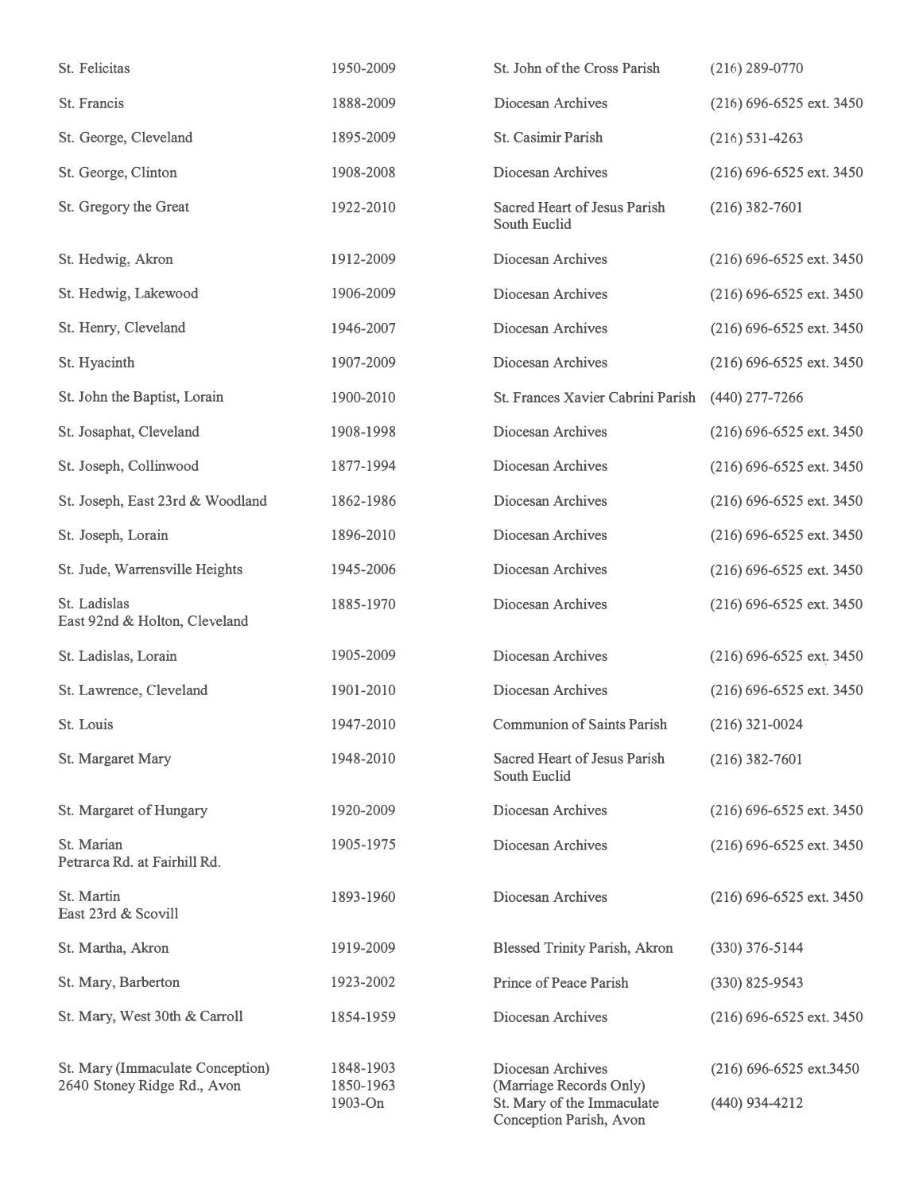| | | | |
|---|---|---|---|
| St. Felicitas | 1950-2009 | St. John of the Cross Parish | (216) 289-0770 |
| St. Francis | 1888-2009 | Diocesan Archives | (216) 696-6525 ext. 3450 |
| St. George, Cleveland | 1895-2009 | St. Casimir Parish | (216) 531-4263 |
| St. George, Clinton | 1908-2008 | Diocesan Archives | (216) 696-6525 ext. 3450 |
| St. Gregory the Great | 1922-2010 | Sacred Heart of Jesus Parish South Euclid | (216) 382-7601 |
| St. Hedwig, Akron | 1912-2009 | Diocesan Archives | (216) 696-6525 ext. 3450 |
| St. Hedwig, Lakewood | 1906-2009 | Diocesan Archives | (216) 696-6525 ext. 3450 |
| St. Henry, Cleveland | 1946-2007 | Diocesan Archives | (216) 696-6525 ext. 3450 |
| St. Hyacinth | 1907-2009 | Diocesan Archives | (216) 696-6525 ext. 3450 |
| St. John the Baptist, Lorain | 1900-2010 | St. Frances Xavier Cabrini Parish | (440) 277-7266 |
| St. Josaphat, Cleveland | 1908-1998 | Diocesan Archives | (216) 696-6525 ext. 3450 |
| St. Joseph, Collinwood | 1877-1994 | Diocesan Archives | (216) 696-6525 ext. 3450 |
| St. Joseph, East 23rd & Woodland | 1862-1986 | Diocesan Archives | (216) 696-6525 ext. 3450 |
| St. Joseph, Lorain | 1896-2010 | Diocesan Archives | (216) 696-6525 ext. 3450 |
| St. Jude, Warrensville Heights | 1945-2006 | Diocesan Archives | (216) 696-6525 ext. 3450 |
| St. Ladislas East 92nd & Holton, Cleveland | 1885-1970 | Diocesan Archives | (216) 696-6525 ext. 3450 |
| St. Ladislas, Lorain | 1905-2009 | Diocesan Archives | (216) 696-6525 ext. 3450 |
| St. Lawrence, Cleveland | 1901-2010 | Diocesan Archives | (216) 696-6525 ext. 3450 |
| St. Louis | 1947-2010 | Communion of Saints Parish | (216) 321-0024 |
| St. Margaret Mary | 1948-2010 | Sacred Heart of Jesus Parish South Euclid | (216) 382-7601 |
| St. Margaret of Hungary | 1920-2009 | Diocesan Archives | (216) 696-6525 ext. 3450 |
| St. Marian Petrarca Rd. at Fairhill Rd. | 1905-1975 | Diocesan Archives | (216) 696-6525 ext. 3450 |
| St. Martin East 23rd & Scovill | 1893-1960 | Diocesan Archives | (216) 696-6525 ext. 3450 |
| St. Martha, Akron | 1919-2009 | Blessed Trinity Parish, Akron | (330) 376-5144 |
| St. Mary, Barberton | 1923-2002 | Prince of Peace Parish | (330) 825-9543 |
| St. Mary, West 30th & Carroll | 1854-1959 | Diocesan Archives | (216) 696-6525 ext. 3450 |
| St. Mary (Immaculate Conception) 2640 Stoney Ridge Rd., Avon | 1848-1903 | Diocesan Archives | (216) 696-6525 ext.3450 |
| | 1850-1963 | (Marriage Records Only) | |
| | 1903-On | St. Mary of the Immaculate Conception Parish, Avon | (440) 934-4212 |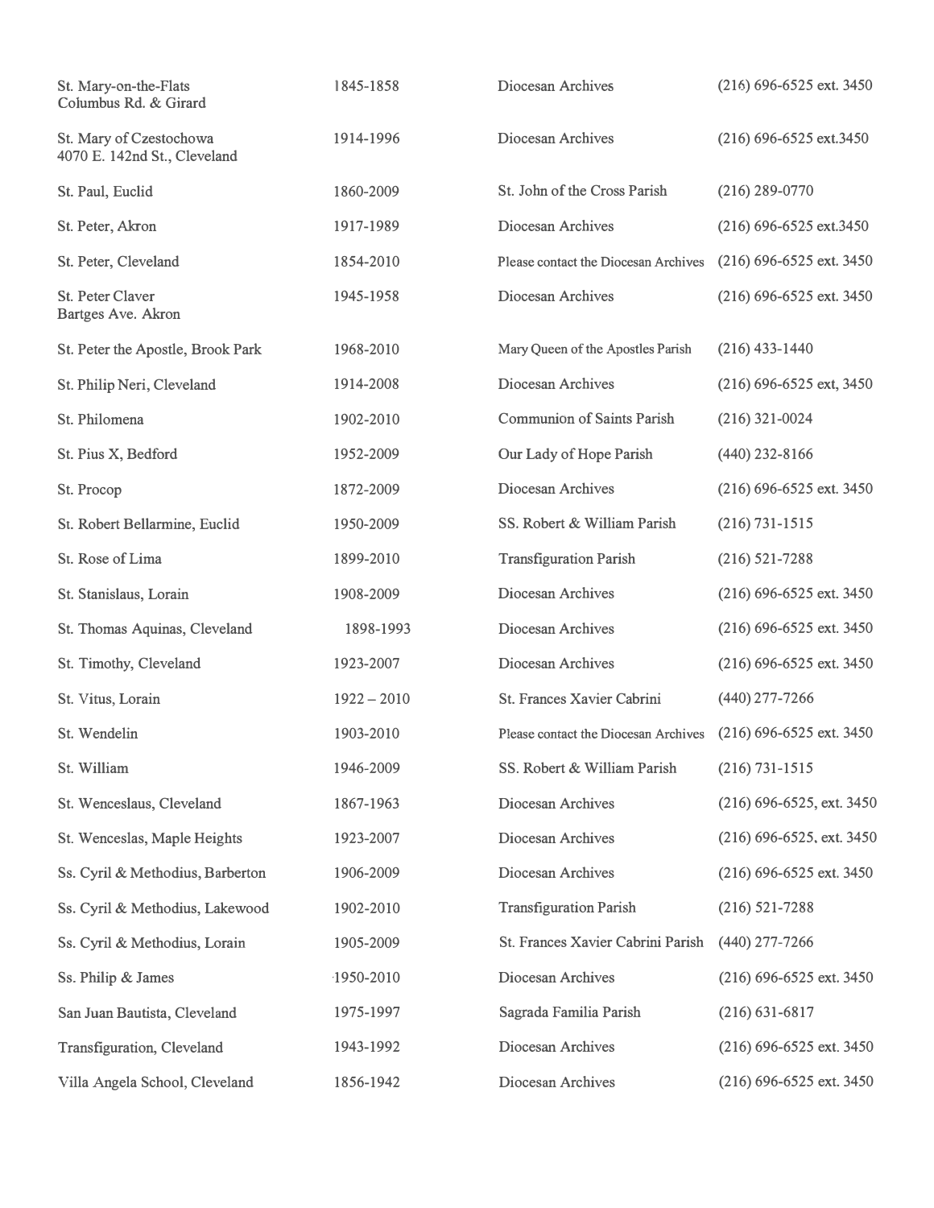| | | | |
|---|---|---|---|
| St. Mary-on-the-Flats<br>Columbus Rd. & Girard | 1845-1858 | Diocesan Archives | (216) 696-6525 ext. 3450 |
| St. Mary of Czestochowa<br>4070 E. 142nd St., Cleveland | 1914-1996 | Diocesan Archives | (216) 696-6525 ext.3450 |
| St. Paul, Euclid | 1860-2009 | St. John of the Cross Parish | (216) 289-0770 |
| St. Peter, Akron | 1917-1989 | Diocesan Archives | (216) 696-6525 ext.3450 |
| St. Peter, Cleveland | 1854-2010 | Please contact the Diocesan Archives | (216) 696-6525 ext. 3450 |
| St. Peter Claver<br>Bartges Ave. Akron | 1945-1958 | Diocesan Archives | (216) 696-6525 ext. 3450 |
| St. Peter the Apostle, Brook Park | 1968-2010 | Mary Queen of the Apostles Parish | (216) 433-1440 |
| St. Philip Neri, Cleveland | 1914-2008 | Diocesan Archives | (216) 696-6525 ext, 3450 |
| St. Philomena | 1902-2010 | Communion of Saints Parish | (216) 321-0024 |
| St. Pius X, Bedford | 1952-2009 | Our Lady of Hope Parish | (440) 232-8166 |
| St. Procop | 1872-2009 | Diocesan Archives | (216) 696-6525 ext. 3450 |
| St. Robert Bellarmine, Euclid | 1950-2009 | SS. Robert & William Parish | (216) 731-1515 |
| St. Rose of Lima | 1899-2010 | Transfiguration Parish | (216) 521-7288 |
| St. Stanislaus, Lorain | 1908-2009 | Diocesan Archives | (216) 696-6525 ext. 3450 |
| St. Thomas Aquinas, Cleveland | 1898-1993 | Diocesan Archives | (216) 696-6525 ext. 3450 |
| St. Timothy, Cleveland | 1923-2007 | Diocesan Archives | (216) 696-6525 ext. 3450 |
| St. Vitus, Lorain | 1922 – 2010 | St. Frances Xavier Cabrini | (440) 277-7266 |
| St. Wendelin | 1903-2010 | Please contact the Diocesan Archives | (216) 696-6525 ext. 3450 |
| St. William | 1946-2009 | SS. Robert & William Parish | (216) 731-1515 |
| St. Wenceslaus, Cleveland | 1867-1963 | Diocesan Archives | (216) 696-6525, ext. 3450 |
| St. Wenceslas, Maple Heights | 1923-2007 | Diocesan Archives | (216) 696-6525, ext. 3450 |
| Ss. Cyril & Methodius, Barberton | 1906-2009 | Diocesan Archives | (216) 696-6525 ext. 3450 |
| Ss. Cyril & Methodius, Lakewood | 1902-2010 | Transfiguration Parish | (216) 521-7288 |
| Ss. Cyril & Methodius, Lorain | 1905-2009 | St. Frances Xavier Cabrini Parish | (440) 277-7266 |
| Ss. Philip & James | 1950-2010 | Diocesan Archives | (216) 696-6525 ext. 3450 |
| San Juan Bautista, Cleveland | 1975-1997 | Sagrada Familia Parish | (216) 631-6817 |
| Transfiguration, Cleveland | 1943-1992 | Diocesan Archives | (216) 696-6525 ext. 3450 |
| Villa Angela School, Cleveland | 1856-1942 | Diocesan Archives | (216) 696-6525 ext. 3450 |